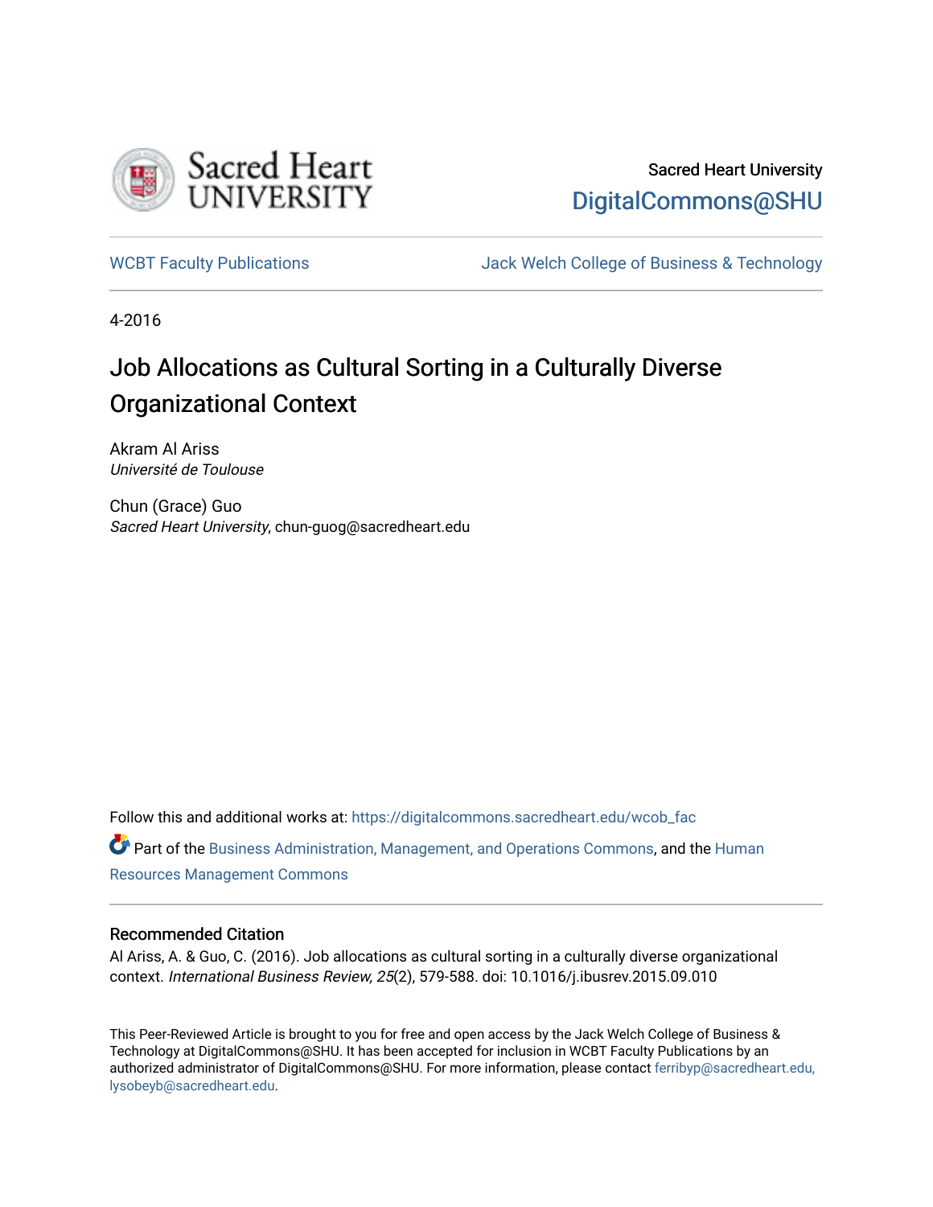Sacred Heart University

DigitalCommons@SHU

WCBT Faculty Publications

Jack Welch College of Business & Technology

4-2016

# Job Allocations as Cultural Sorting in a Culturally Diverse Organizational Context

Akram Al Ariss
*Université de Toulouse*

Chun (Grace) Guo
*Sacred Heart University*, chun-guog@sacredheart.edu

Follow this and additional works at: https://digitalcommons.sacredheart.edu/wcob_fac

Part of the Business Administration, Management, and Operations Commons, and the Human Resources Management Commons

## Recommended Citation

Al Ariss, A. & Guo, C. (2016). Job allocations as cultural sorting in a culturally diverse organizational context. *International Business Review, 25*(2), 579-588. doi: 10.1016/j.ibusrev.2015.09.010

This Peer-Reviewed Article is brought to you for free and open access by the Jack Welch College of Business & Technology at DigitalCommons@SHU. It has been accepted for inclusion in WCBT Faculty Publications by an authorized administrator of DigitalCommons@SHU. For more information, please contact ferribyp@sacredheart.edu, lysobeyb@sacredheart.edu.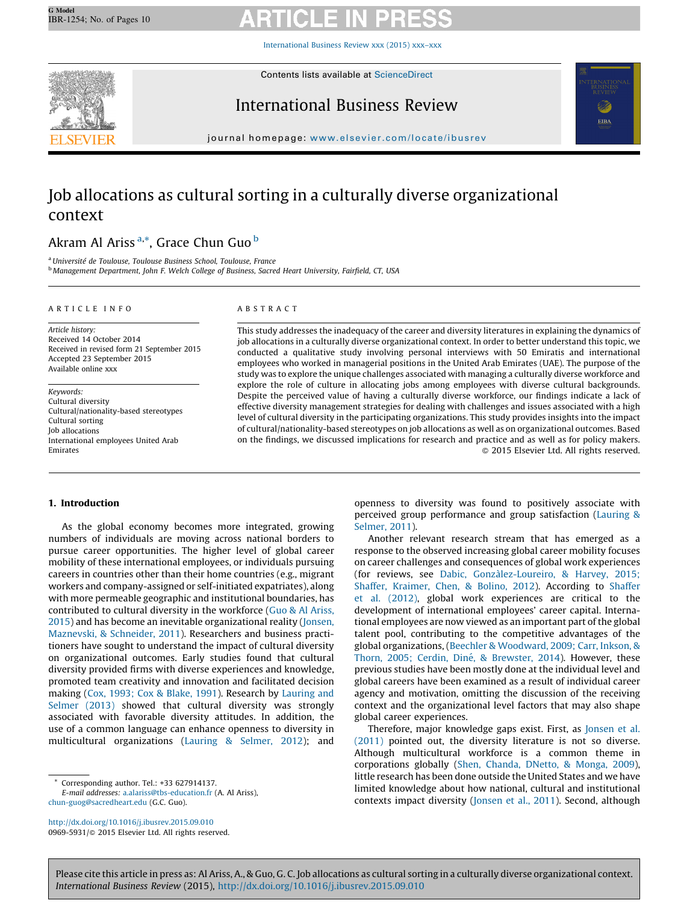# Job allocations as cultural sorting in a culturally diverse organizational context

Akram Al Ariss [a,*], Grace Chun Guo [b]

[a] Université de Toulouse, Toulouse Business School, Toulouse, France
[b] Management Department, John F. Welch College of Business, Sacred Heart University, Fairfield, CT, USA

## ARTICLE INFO

*Article history:*
Received 14 October 2014
Received in revised form 21 September 2015
Accepted 23 September 2015
Available online xxx

*Keywords:*
Cultural diversity
Cultural/nationality-based stereotypes
Cultural sorting
Job allocations
International employees United Arab Emirates

## ABSTRACT

This study addresses the inadequacy of the career and diversity literatures in explaining the dynamics of job allocations in a culturally diverse organizational context. In order to better understand this topic, we conducted a qualitative study involving personal interviews with 50 Emiratis and international employees who worked in managerial positions in the United Arab Emirates (UAE). The purpose of the study was to explore the unique challenges associated with managing a culturally diverse workforce and explore the role of culture in allocating jobs among employees with diverse cultural backgrounds. Despite the perceived value of having a culturally diverse workforce, our findings indicate a lack of effective diversity management strategies for dealing with challenges and issues associated with a high level of cultural diversity in the participating organizations. This study provides insights into the impact of cultural/nationality-based stereotypes on job allocations as well as on organizational outcomes. Based on the findings, we discussed implications for research and practice and as well as for policy makers.

© 2015 Elsevier Ltd. All rights reserved.

## 1. Introduction

As the global economy becomes more integrated, growing numbers of individuals are moving across national borders to pursue career opportunities. The higher level of global career mobility of these international employees, or individuals pursuing careers in countries other than their home countries (e.g., migrant workers and company-assigned or self-initiated expatriates), along with more permeable geographic and institutional boundaries, has contributed to cultural diversity in the workforce (Guo & Al Ariss, 2015) and has become an inevitable organizational reality (Jonsen, Maznevski, & Schneider, 2011). Researchers and business practitioners have sought to understand the impact of cultural diversity on organizational outcomes. Early studies found that cultural diversity provided firms with diverse experiences and knowledge, promoted team creativity and innovation and facilitated decision making (Cox, 1993; Cox & Blake, 1991). Research by Lauring and Selmer (2013) showed that cultural diversity was strongly associated with favorable diversity attitudes. In addition, the use of a common language can enhance openness to diversity in multicultural organizations (Lauring & Selmer, 2012); and openness to diversity was found to positively associate with perceived group performance and group satisfaction (Lauring & Selmer, 2011).

Another relevant research stream that has emerged as a response to the observed increasing global career mobility focuses on career challenges and consequences of global work experiences (for reviews, see Dabic, Gonzàlez-Loureiro, & Harvey, 2015; Shaffer, Kraimer, Chen, & Bolino, 2012). According to Shaffer et al. (2012), global work experiences are critical to the development of international employees' career capital. International employees are now viewed as an important part of the global talent pool, contributing to the competitive advantages of the global organizations, (Beechler & Woodward, 2009; Carr, Inkson, & Thorn, 2005; Cerdin, Diné, & Brewster, 2014). However, these previous studies have been mostly done at the individual level and global careers have been examined as a result of individual career agency and motivation, omitting the discussion of the receiving context and the organizational level factors that may also shape global career experiences.

Therefore, major knowledge gaps exist. First, as Jonsen et al. (2011) pointed out, the diversity literature is not so diverse. Although multicultural workforce is a common theme in corporations globally (Shen, Chanda, DNetto, & Monga, 2009), little research has been done outside the United States and we have limited knowledge about how national, cultural and institutional contexts impact diversity (Jonsen et al., 2011). Second, although

\* Corresponding author. Tel.: +33 627914137.
E-mail addresses: a.alariss@tbs-education.fr (A. Al Ariss), chun-guog@sacredheart.edu (G.C. Guo).

http://dx.doi.org/10.1016/j.ibusrev.2015.09.010
0969-5931/© 2015 Elsevier Ltd. All rights reserved.

Please cite this article in press as: Al Ariss, A., & Guo, G. C. Job allocations as cultural sorting in a culturally diverse organizational context. *International Business Review* (2015), http://dx.doi.org/10.1016/j.ibusrev.2015.09.010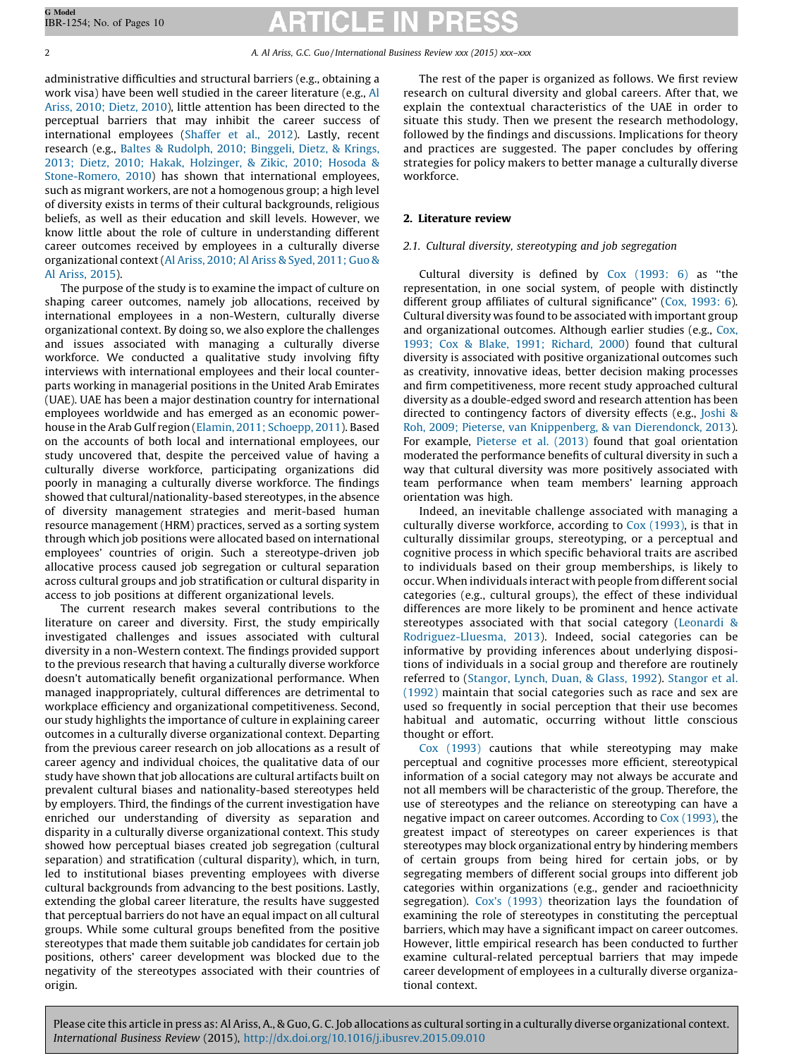administrative difficulties and structural barriers (e.g., obtaining a work visa) have been well studied in the career literature (e.g., Al Ariss, 2010; Dietz, 2010), little attention has been directed to the perceptual barriers that may inhibit the career success of international employees (Shaffer et al., 2012). Lastly, recent research (e.g., Baltes & Rudolph, 2010; Binggeli, Dietz, & Krings, 2013; Dietz, 2010; Hakak, Holzinger, & Zikic, 2010; Hosoda & Stone-Romero, 2010) has shown that international employees, such as migrant workers, are not a homogenous group; a high level of diversity exists in terms of their cultural backgrounds, religious beliefs, as well as their education and skill levels. However, we know little about the role of culture in understanding different career outcomes received by employees in a culturally diverse organizational context (Al Ariss, 2010; Al Ariss & Syed, 2011; Guo & Al Ariss, 2015).

The purpose of the study is to examine the impact of culture on shaping career outcomes, namely job allocations, received by international employees in a non-Western, culturally diverse organizational context. By doing so, we also explore the challenges and issues associated with managing a culturally diverse workforce. We conducted a qualitative study involving fifty interviews with international employees and their local counterparts working in managerial positions in the United Arab Emirates (UAE). UAE has been a major destination country for international employees worldwide and has emerged as an economic powerhouse in the Arab Gulf region (Elamin, 2011; Schoepp, 2011). Based on the accounts of both local and international employees, our study uncovered that, despite the perceived value of having a culturally diverse workforce, participating organizations did poorly in managing a culturally diverse workforce. The findings showed that cultural/nationality-based stereotypes, in the absence of diversity management strategies and merit-based human resource management (HRM) practices, served as a sorting system through which job positions were allocated based on international employees' countries of origin. Such a stereotype-driven job allocative process caused job segregation or cultural separation across cultural groups and job stratification or cultural disparity in access to job positions at different organizational levels.

The current research makes several contributions to the literature on career and diversity. First, the study empirically investigated challenges and issues associated with cultural diversity in a non-Western context. The findings provided support to the previous research that having a culturally diverse workforce doesn't automatically benefit organizational performance. When managed inappropriately, cultural differences are detrimental to workplace efficiency and organizational competitiveness. Second, our study highlights the importance of culture in explaining career outcomes in a culturally diverse organizational context. Departing from the previous career research on job allocations as a result of career agency and individual choices, the qualitative data of our study have shown that job allocations are cultural artifacts built on prevalent cultural biases and nationality-based stereotypes held by employers. Third, the findings of the current investigation have enriched our understanding of diversity as separation and disparity in a culturally diverse organizational context. This study showed how perceptual biases created job segregation (cultural separation) and stratification (cultural disparity), which, in turn, led to institutional biases preventing employees with diverse cultural backgrounds from advancing to the best positions. Lastly, extending the global career literature, the results have suggested that perceptual barriers do not have an equal impact on all cultural groups. While some cultural groups benefited from the positive stereotypes that made them suitable job candidates for certain job positions, others' career development was blocked due to the negativity of the stereotypes associated with their countries of origin.

The rest of the paper is organized as follows. We first review research on cultural diversity and global careers. After that, we explain the contextual characteristics of the UAE in order to situate this study. Then we present the research methodology, followed by the findings and discussions. Implications for theory and practices are suggested. The paper concludes by offering strategies for policy makers to better manage a culturally diverse workforce.

## 2. Literature review

### 2.1. Cultural diversity, stereotyping and job segregation

Cultural diversity is defined by Cox (1993: 6) as "the representation, in one social system, of people with distinctly different group affiliates of cultural significance" (Cox, 1993: 6). Cultural diversity was found to be associated with important group and organizational outcomes. Although earlier studies (e.g., Cox, 1993; Cox & Blake, 1991; Richard, 2000) found that cultural diversity is associated with positive organizational outcomes such as creativity, innovative ideas, better decision making processes and firm competitiveness, more recent study approached cultural diversity as a double-edged sword and research attention has been directed to contingency factors of diversity effects (e.g., Joshi & Roh, 2009; Pieterse, van Knippenberg, & van Dierendonck, 2013). For example, Pieterse et al. (2013) found that goal orientation moderated the performance benefits of cultural diversity in such a way that cultural diversity was more positively associated with team performance when team members' learning approach orientation was high.

Indeed, an inevitable challenge associated with managing a culturally diverse workforce, according to Cox (1993), is that in culturally dissimilar groups, stereotyping, or a perceptual and cognitive process in which specific behavioral traits are ascribed to individuals based on their group memberships, is likely to occur. When individuals interact with people from different social categories (e.g., cultural groups), the effect of these individual differences are more likely to be prominent and hence activate stereotypes associated with that social category (Leonardi & Rodriguez-Lluesma, 2013). Indeed, social categories can be informative by providing inferences about underlying dispositions of individuals in a social group and therefore are routinely referred to (Stangor, Lynch, Duan, & Glass, 1992). Stangor et al. (1992) maintain that social categories such as race and sex are used so frequently in social perception that their use becomes habitual and automatic, occurring without little conscious thought or effort.

Cox (1993) cautions that while stereotyping may make perceptual and cognitive processes more efficient, stereotypical information of a social category may not always be accurate and not all members will be characteristic of the group. Therefore, the use of stereotypes and the reliance on stereotyping can have a negative impact on career outcomes. According to Cox (1993), the greatest impact of stereotypes on career experiences is that stereotypes may block organizational entry by hindering members of certain groups from being hired for certain jobs, or by segregating members of different social groups into different job categories within organizations (e.g., gender and racioethnicity segregation). Cox's (1993) theorization lays the foundation of examining the role of stereotypes in constituting the perceptual barriers, which may have a significant impact on career outcomes. However, little empirical research has been conducted to further examine cultural-related perceptual barriers that may impede career development of employees in a culturally diverse organizational context.

Please cite this article in press as: Al Ariss, A., & Guo, G. C. Job allocations as cultural sorting in a culturally diverse organizational context. *International Business Review* (2015), http://dx.doi.org/10.1016/j.ibusrev.2015.09.010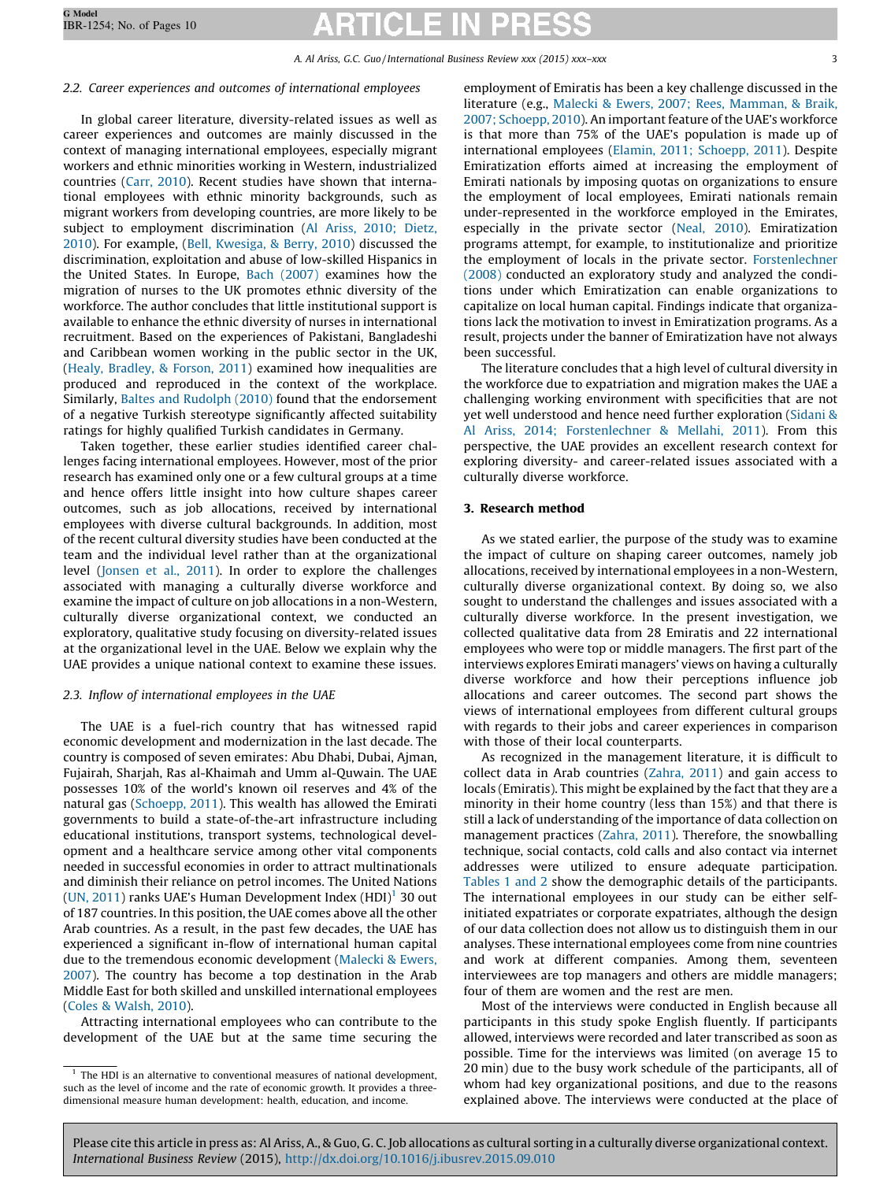### 2.2. Career experiences and outcomes of international employees

In global career literature, diversity-related issues as well as career experiences and outcomes are mainly discussed in the context of managing international employees, especially migrant workers and ethnic minorities working in Western, industrialized countries (Carr, 2010). Recent studies have shown that international employees with ethnic minority backgrounds, such as migrant workers from developing countries, are more likely to be subject to employment discrimination (Al Ariss, 2010; Dietz, 2010). For example, (Bell, Kwesiga, & Berry, 2010) discussed the discrimination, exploitation and abuse of low-skilled Hispanics in the United States. In Europe, Bach (2007) examines how the migration of nurses to the UK promotes ethnic diversity of the workforce. The author concludes that little institutional support is available to enhance the ethnic diversity of nurses in international recruitment. Based on the experiences of Pakistani, Bangladeshi and Caribbean women working in the public sector in the UK, (Healy, Bradley, & Forson, 2011) examined how inequalities are produced and reproduced in the context of the workplace. Similarly, Baltes and Rudolph (2010) found that the endorsement of a negative Turkish stereotype significantly affected suitability ratings for highly qualified Turkish candidates in Germany.

Taken together, these earlier studies identified career challenges facing international employees. However, most of the prior research has examined only one or a few cultural groups at a time and hence offers little insight into how culture shapes career outcomes, such as job allocations, received by international employees with diverse cultural backgrounds. In addition, most of the recent cultural diversity studies have been conducted at the team and the individual level rather than at the organizational level (Jonsen et al., 2011). In order to explore the challenges associated with managing a culturally diverse workforce and examine the impact of culture on job allocations in a non-Western, culturally diverse organizational context, we conducted an exploratory, qualitative study focusing on diversity-related issues at the organizational level in the UAE. Below we explain why the UAE provides a unique national context to examine these issues.

### 2.3. Inflow of international employees in the UAE

The UAE is a fuel-rich country that has witnessed rapid economic development and modernization in the last decade. The country is composed of seven emirates: Abu Dhabi, Dubai, Ajman, Fujairah, Sharjah, Ras al-Khaimah and Umm al-Quwain. The UAE possesses 10% of the world's known oil reserves and 4% of the natural gas (Schoepp, 2011). This wealth has allowed the Emirati governments to build a state-of-the-art infrastructure including educational institutions, transport systems, technological development and a healthcare service among other vital components needed in successful economies in order to attract multinationals and diminish their reliance on petrol incomes. The United Nations (UN, 2011) ranks UAE's Human Development Index (HDI)[1] 30 out of 187 countries. In this position, the UAE comes above all the other Arab countries. As a result, in the past few decades, the UAE has experienced a significant in-flow of international human capital due to the tremendous economic development (Malecki & Ewers, 2007). The country has become a top destination in the Arab Middle East for both skilled and unskilled international employees (Coles & Walsh, 2010).

Attracting international employees who can contribute to the development of the UAE but at the same time securing the employment of Emiratis has been a key challenge discussed in the literature (e.g., Malecki & Ewers, 2007; Rees, Mamman, & Braik, 2007; Schoepp, 2010). An important feature of the UAE's workforce is that more than 75% of the UAE's population is made up of international employees (Elamin, 2011; Schoepp, 2011). Despite Emiratization efforts aimed at increasing the employment of Emirati nationals by imposing quotas on organizations to ensure the employment of local employees, Emirati nationals remain under-represented in the workforce employed in the Emirates, especially in the private sector (Neal, 2010). Emiratization programs attempt, for example, to institutionalize and prioritize the employment of locals in the private sector. Forstenlechner (2008) conducted an exploratory study and analyzed the conditions under which Emiratization can enable organizations to capitalize on local human capital. Findings indicate that organizations lack the motivation to invest in Emiratization programs. As a result, projects under the banner of Emiratization have not always been successful.

The literature concludes that a high level of cultural diversity in the workforce due to expatriation and migration makes the UAE a challenging working environment with specificities that are not yet well understood and hence need further exploration (Sidani & Al Ariss, 2014; Forstenlechner & Mellahi, 2011). From this perspective, the UAE provides an excellent research context for exploring diversity- and career-related issues associated with a culturally diverse workforce.

## 3. Research method

As we stated earlier, the purpose of the study was to examine the impact of culture on shaping career outcomes, namely job allocations, received by international employees in a non-Western, culturally diverse organizational context. By doing so, we also sought to understand the challenges and issues associated with a culturally diverse workforce. In the present investigation, we collected qualitative data from 28 Emiratis and 22 international employees who were top or middle managers. The first part of the interviews explores Emirati managers' views on having a culturally diverse workforce and how their perceptions influence job allocations and career outcomes. The second part shows the views of international employees from different cultural groups with regards to their jobs and career experiences in comparison with those of their local counterparts.

As recognized in the management literature, it is difficult to collect data in Arab countries (Zahra, 2011) and gain access to locals (Emiratis). This might be explained by the fact that they are a minority in their home country (less than 15%) and that there is still a lack of understanding of the importance of data collection on management practices (Zahra, 2011). Therefore, the snowballing technique, social contacts, cold calls and also contact via internet addresses were utilized to ensure adequate participation. Tables 1 and 2 show the demographic details of the participants. The international employees in our study can be either self-initiated expatriates or corporate expatriates, although the design of our data collection does not allow us to distinguish them in our analyses. These international employees come from nine countries and work at different companies. Among them, seventeen interviewees are top managers and others are middle managers; four of them are women and the rest are men.

Most of the interviews were conducted in English because all participants in this study spoke English fluently. If participants allowed, interviews were recorded and later transcribed as soon as possible. Time for the interviews was limited (on average 15 to 20 min) due to the busy work schedule of the participants, all of whom had key organizational positions, and due to the reasons explained above. The interviews were conducted at the place of

[1] The HDI is an alternative to conventional measures of national development, such as the level of income and the rate of economic growth. It provides a three-dimensional measure human development: health, education, and income.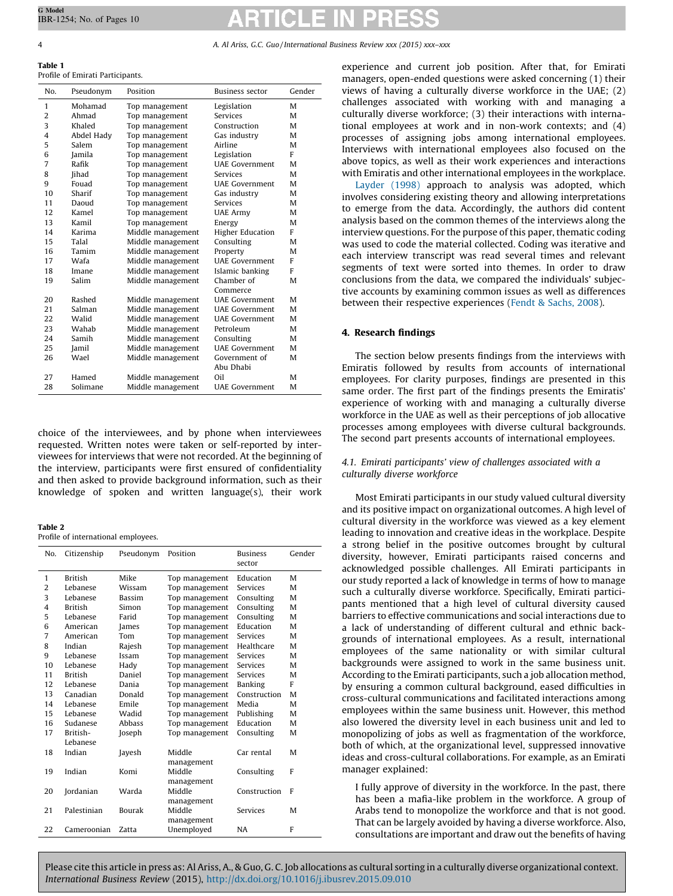**Table 1**
Profile of Emirati Participants.

| No. | Pseudonym | Position | Business sector | Gender |
|---|---|---|---|---|
| 1 | Mohamad | Top management | Legislation | M |
| 2 | Ahmad | Top management | Services | M |
| 3 | Khaled | Top management | Construction | M |
| 4 | Abdel Hady | Top management | Gas industry | M |
| 5 | Salem | Top management | Airline | M |
| 6 | Jamila | Top management | Legislation | F |
| 7 | Rafik | Top management | UAE Government | M |
| 8 | Jihad | Top management | Services | M |
| 9 | Fouad | Top management | UAE Government | M |
| 10 | Sharif | Top management | Gas industry | M |
| 11 | Daoud | Top management | Services | M |
| 12 | Kamel | Top management | UAE Army | M |
| 13 | Kamil | Top management | Energy | M |
| 14 | Karima | Middle management | Higher Education | F |
| 15 | Talal | Middle management | Consulting | M |
| 16 | Tamim | Middle management | Property | M |
| 17 | Wafa | Middle management | UAE Government | F |
| 18 | Imane | Middle management | Islamic banking | F |
| 19 | Salim | Middle management | Chamber of Commerce | M |
| 20 | Rashed | Middle management | UAE Government | M |
| 21 | Salman | Middle management | UAE Government | M |
| 22 | Walid | Middle management | UAE Government | M |
| 23 | Wahab | Middle management | Petroleum | M |
| 24 | Samih | Middle management | Consulting | M |
| 25 | Jamil | Middle management | UAE Government | M |
| 26 | Wael | Middle management | Government of Abu Dhabi | M |
| 27 | Hamed | Middle management | Oil | M |
| 28 | Solimane | Middle management | UAE Government | M |

choice of the interviewees, and by phone when interviewees requested. Written notes were taken or self-reported by interviewees for interviews that were not recorded. At the beginning of the interview, participants were first ensured of confidentiality and then asked to provide background information, such as their knowledge of spoken and written language(s), their work experience and current job position. After that, for Emirati managers, open-ended questions were asked concerning (1) their views of having a culturally diverse workforce in the UAE; (2) challenges associated with working with and managing a culturally diverse workforce; (3) their interactions with international employees at work and in non-work contexts; and (4) processes of assigning jobs among international employees. Interviews with international employees also focused on the above topics, as well as their work experiences and interactions with Emiratis and other international employees in the workplace.

**Table 2**
Profile of international employees.

| No. | Citizenship | Pseudonym | Position | Business sector | Gender |
|---|---|---|---|---|---|
| 1 | British | Mike | Top management | Education | M |
| 2 | Lebanese | Wissam | Top management | Services | M |
| 3 | Lebanese | Bassim | Top management | Consulting | M |
| 4 | British | Simon | Top management | Consulting | M |
| 5 | Lebanese | Farid | Top management | Consulting | M |
| 6 | American | James | Top management | Education | M |
| 7 | American | Tom | Top management | Services | M |
| 8 | Indian | Rajesh | Top management | Healthcare | M |
| 9 | Lebanese | Issam | Top management | Services | M |
| 10 | Lebanese | Hady | Top management | Services | M |
| 11 | British | Daniel | Top management | Services | M |
| 12 | Lebanese | Dania | Top management | Banking | F |
| 13 | Canadian | Donald | Top management | Construction | M |
| 14 | Lebanese | Emile | Top management | Media | M |
| 15 | Lebanese | Wadid | Top management | Publishing | M |
| 16 | Sudanese | Abbass | Top management | Education | M |
| 17 | British-Lebanese | Joseph | Top management | Consulting | M |
| 18 | Indian | Jayesh | Middle management | Car rental | M |
| 19 | Indian | Komi | Middle management | Consulting | F |
| 20 | Jordanian | Warda | Middle management | Construction | F |
| 21 | Palestinian | Bourak | Middle management | Services | M |
| 22 | Cameroonian | Zatta | Unemployed | NA | F |

Layder (1998) approach to analysis was adopted, which involves considering existing theory and allowing interpretations to emerge from the data. Accordingly, the authors did content analysis based on the common themes of the interviews along the interview questions. For the purpose of this paper, thematic coding was used to code the material collected. Coding was iterative and each interview transcript was read several times and relevant segments of text were sorted into themes. In order to draw conclusions from the data, we compared the individuals' subjective accounts by examining common issues as well as differences between their respective experiences (Fendt & Sachs, 2008).

## 4. Research findings

The section below presents findings from the interviews with Emiratis followed by results from accounts of international employees. For clarity purposes, findings are presented in this same order. The first part of the findings presents the Emiratis' experience of working with and managing a culturally diverse workforce in the UAE as well as their perceptions of job allocative processes among employees with diverse cultural backgrounds. The second part presents accounts of international employees.

### 4.1. Emirati participants' view of challenges associated with a culturally diverse workforce

Most Emirati participants in our study valued cultural diversity and its positive impact on organizational outcomes. A high level of cultural diversity in the workforce was viewed as a key element leading to innovation and creative ideas in the workplace. Despite a strong belief in the positive outcomes brought by cultural diversity, however, Emirati participants raised concerns and acknowledged possible challenges. All Emirati participants in our study reported a lack of knowledge in terms of how to manage such a culturally diverse workforce. Specifically, Emirati participants mentioned that a high level of cultural diversity caused barriers to effective communications and social interactions due to a lack of understanding of different cultural and ethnic backgrounds of international employees. As a result, international employees of the same nationality or with similar cultural backgrounds were assigned to work in the same business unit. According to the Emirati participants, such a job allocation method, by ensuring a common cultural background, eased difficulties in cross-cultural communications and facilitated interactions among employees within the same business unit. However, this method also lowered the diversity level in each business unit and led to monopolizing of jobs as well as fragmentation of the workforce, both of which, at the organizational level, suppressed innovative ideas and cross-cultural collaborations. For example, as an Emirati manager explained:

> I fully approve of diversity in the workforce. In the past, there has been a mafia-like problem in the workforce. A group of Arabs tend to monopolize the workforce and that is not good. That can be largely avoided by having a diverse workforce. Also, consultations are important and draw out the benefits of having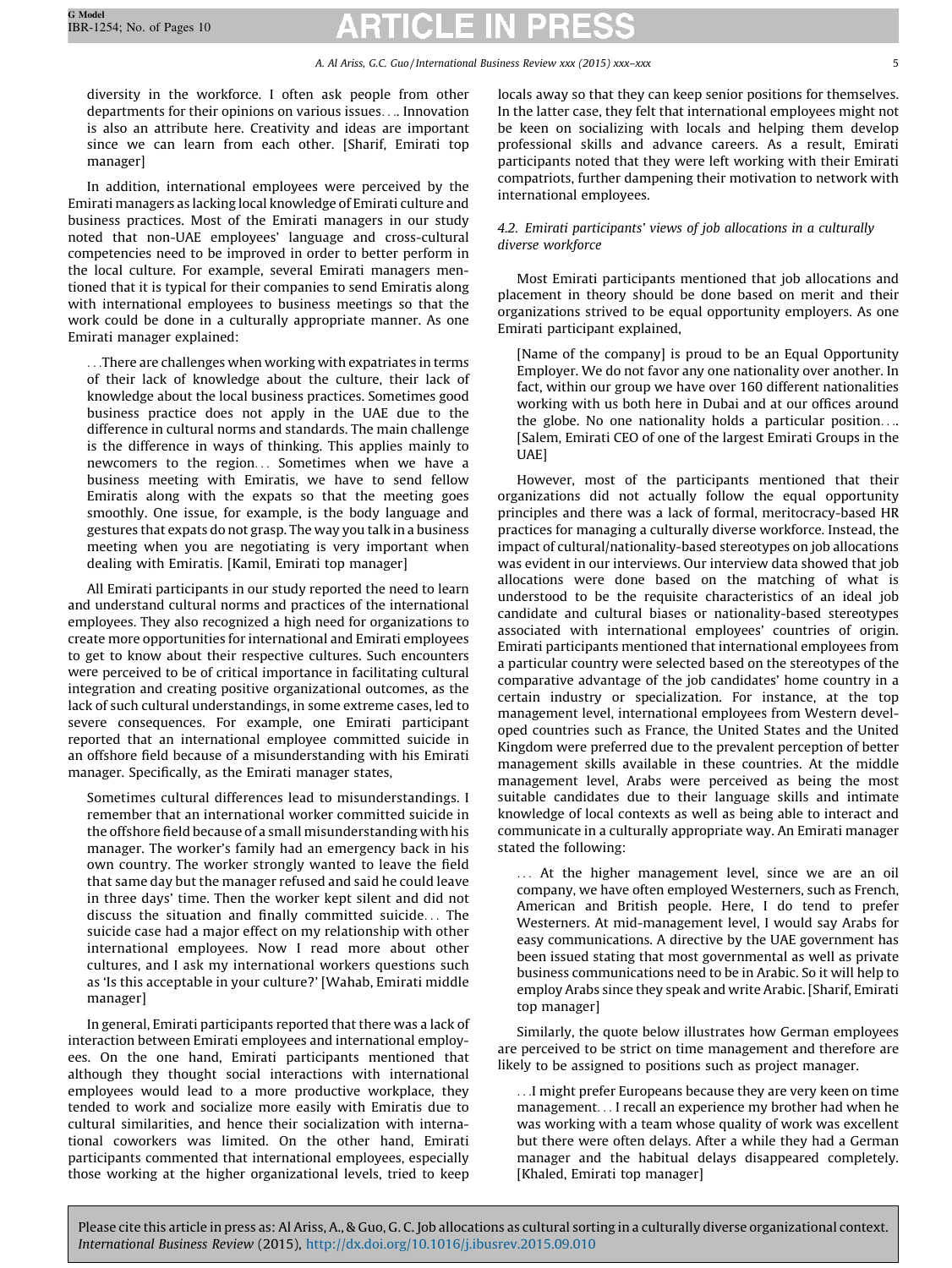diversity in the workforce. I often ask people from other departments for their opinions on various issues.... Innovation is also an attribute here. Creativity and ideas are important since we can learn from each other. [Sharif, Emirati top manager]

In addition, international employees were perceived by the Emirati managers as lacking local knowledge of Emirati culture and business practices. Most of the Emirati managers in our study noted that non-UAE employees' language and cross-cultural competencies need to be improved in order to better perform in the local culture. For example, several Emirati managers mentioned that it is typical for their companies to send Emiratis along with international employees to business meetings so that the work could be done in a culturally appropriate manner. As one Emirati manager explained:

> ...There are challenges when working with expatriates in terms of their lack of knowledge about the culture, their lack of knowledge about the local business practices. Sometimes good business practice does not apply in the UAE due to the difference in cultural norms and standards. The main challenge is the difference in ways of thinking. This applies mainly to newcomers to the region... Sometimes when we have a business meeting with Emiratis, we have to send fellow Emiratis along with the expats so that the meeting goes smoothly. One issue, for example, is the body language and gestures that expats do not grasp. The way you talk in a business meeting when you are negotiating is very important when dealing with Emiratis. [Kamil, Emirati top manager]

All Emirati participants in our study reported the need to learn and understand cultural norms and practices of the international employees. They also recognized a high need for organizations to create more opportunities for international and Emirati employees to get to know about their respective cultures. Such encounters were perceived to be of critical importance in facilitating cultural integration and creating positive organizational outcomes, as the lack of such cultural understandings, in some extreme cases, led to severe consequences. For example, one Emirati participant reported that an international employee committed suicide in an offshore field because of a misunderstanding with his Emirati manager. Specifically, as the Emirati manager states,

> Sometimes cultural differences lead to misunderstandings. I remember that an international worker committed suicide in the offshore field because of a small misunderstanding with his manager. The worker's family had an emergency back in his own country. The worker strongly wanted to leave the field that same day but the manager refused and said he could leave in three days' time. Then the worker kept silent and did not discuss the situation and finally committed suicide... The suicide case had a major effect on my relationship with other international employees. Now I read more about other cultures, and I ask my international workers questions such as 'Is this acceptable in your culture?' [Wahab, Emirati middle manager]

In general, Emirati participants reported that there was a lack of interaction between Emirati employees and international employees. On the one hand, Emirati participants mentioned that although they thought social interactions with international employees would lead to a more productive workplace, they tended to work and socialize more easily with Emiratis due to cultural similarities, and hence their socialization with international coworkers was limited. On the other hand, Emirati participants commented that international employees, especially those working at the higher organizational levels, tried to keep locals away so that they can keep senior positions for themselves. In the latter case, they felt that international employees might not be keen on socializing with locals and helping them develop professional skills and advance careers. As a result, Emirati participants noted that they were left working with their Emirati compatriots, further dampening their motivation to network with international employees.

### 4.2. Emirati participants' views of job allocations in a culturally diverse workforce

Most Emirati participants mentioned that job allocations and placement in theory should be done based on merit and their organizations strived to be equal opportunity employers. As one Emirati participant explained,

> [Name of the company] is proud to be an Equal Opportunity Employer. We do not favor any one nationality over another. In fact, within our group we have over 160 different nationalities working with us both here in Dubai and at our offices around the globe. No one nationality holds a particular position.... [Salem, Emirati CEO of one of the largest Emirati Groups in the UAE]

However, most of the participants mentioned that their organizations did not actually follow the equal opportunity principles and there was a lack of formal, meritocracy-based HR practices for managing a culturally diverse workforce. Instead, the impact of cultural/nationality-based stereotypes on job allocations was evident in our interviews. Our interview data showed that job allocations were done based on the matching of what is understood to be the requisite characteristics of an ideal job candidate and cultural biases or nationality-based stereotypes associated with international employees' countries of origin. Emirati participants mentioned that international employees from a particular country were selected based on the stereotypes of the comparative advantage of the job candidates' home country in a certain industry or specialization. For instance, at the top management level, international employees from Western developed countries such as France, the United States and the United Kingdom were preferred due to the prevalent perception of better management skills available in these countries. At the middle management level, Arabs were perceived as being the most suitable candidates due to their language skills and intimate knowledge of local contexts as well as being able to interact and communicate in a culturally appropriate way. An Emirati manager stated the following:

> ... At the higher management level, since we are an oil company, we have often employed Westerners, such as French, American and British people. Here, I do tend to prefer Westerners. At mid-management level, I would say Arabs for easy communications. A directive by the UAE government has been issued stating that most governmental as well as private business communications need to be in Arabic. So it will help to employ Arabs since they speak and write Arabic. [Sharif, Emirati top manager]

Similarly, the quote below illustrates how German employees are perceived to be strict on time management and therefore are likely to be assigned to positions such as project manager.

> ...I might prefer Europeans because they are very keen on time management... I recall an experience my brother had when he was working with a team whose quality of work was excellent but there were often delays. After a while they had a German manager and the habitual delays disappeared completely. [Khaled, Emirati top manager]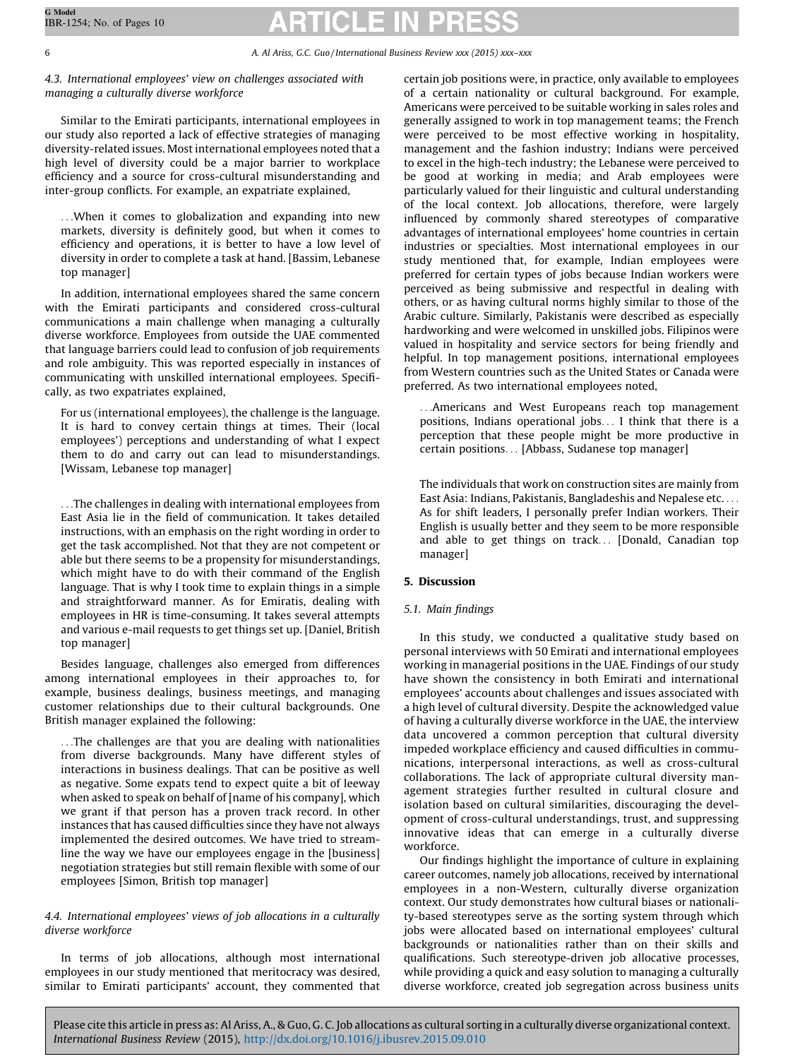### 4.3. International employees' view on challenges associated with managing a culturally diverse workforce

Similar to the Emirati participants, international employees in our study also reported a lack of effective strategies of managing diversity-related issues. Most international employees noted that a high level of diversity could be a major barrier to workplace efficiency and a source for cross-cultural misunderstanding and inter-group conflicts. For example, an expatriate explained,

> ...When it comes to globalization and expanding into new markets, diversity is definitely good, but when it comes to efficiency and operations, it is better to have a low level of diversity in order to complete a task at hand. [Bassim, Lebanese top manager]

In addition, international employees shared the same concern with the Emirati participants and considered cross-cultural communications a main challenge when managing a culturally diverse workforce. Employees from outside the UAE commented that language barriers could lead to confusion of job requirements and role ambiguity. This was reported especially in instances of communicating with unskilled international employees. Specifically, as two expatriates explained,

> For us (international employees), the challenge is the language. It is hard to convey certain things at times. Their (local employees') perceptions and understanding of what I expect them to do and carry out can lead to misunderstandings. [Wissam, Lebanese top manager]

> ...The challenges in dealing with international employees from East Asia lie in the field of communication. It takes detailed instructions, with an emphasis on the right wording in order to get the task accomplished. Not that they are not competent or able but there seems to be a propensity for misunderstandings, which might have to do with their command of the English language. That is why I took time to explain things in a simple and straightforward manner. As for Emiratis, dealing with employees in HR is time-consuming. It takes several attempts and various e-mail requests to get things set up. [Daniel, British top manager]

Besides language, challenges also emerged from differences among international employees in their approaches to, for example, business dealings, business meetings, and managing customer relationships due to their cultural backgrounds. One British manager explained the following:

> ...The challenges are that you are dealing with nationalities from diverse backgrounds. Many have different styles of interactions in business dealings. That can be positive as well as negative. Some expats tend to expect quite a bit of leeway when asked to speak on behalf of [name of his company], which we grant if that person has a proven track record. In other instances that has caused difficulties since they have not always implemented the desired outcomes. We have tried to streamline the way we have our employees engage in the [business] negotiation strategies but still remain flexible with some of our employees [Simon, British top manager]

### 4.4. International employees' views of job allocations in a culturally diverse workforce

In terms of job allocations, although most international employees in our study mentioned that meritocracy was desired, similar to Emirati participants' account, they commented that certain job positions were, in practice, only available to employees of a certain nationality or cultural background. For example, Americans were perceived to be suitable working in sales roles and generally assigned to work in top management teams; the French were perceived to be most effective working in hospitality, management and the fashion industry; Indians were perceived to excel in the high-tech industry; the Lebanese were perceived to be good at working in media; and Arab employees were particularly valued for their linguistic and cultural understanding of the local context. Job allocations, therefore, were largely influenced by commonly shared stereotypes of comparative advantages of international employees' home countries in certain industries or specialties. Most international employees in our study mentioned that, for example, Indian employees were preferred for certain types of jobs because Indian workers were perceived as being submissive and respectful in dealing with others, or as having cultural norms highly similar to those of the Arabic culture. Similarly, Pakistanis were described as especially hardworking and were welcomed in unskilled jobs. Filipinos were valued in hospitality and service sectors for being friendly and helpful. In top management positions, international employees from Western countries such as the United States or Canada were preferred. As two international employees noted,

> ...Americans and West Europeans reach top management positions, Indians operational jobs... I think that there is a perception that these people might be more productive in certain positions... [Abbass, Sudanese top manager]

> The individuals that work on construction sites are mainly from East Asia: Indians, Pakistanis, Bangladeshis and Nepalese etc.... As for shift leaders, I personally prefer Indian workers. Their English is usually better and they seem to be more responsible and able to get things on track... [Donald, Canadian top manager]

## 5. Discussion

### 5.1. Main findings

In this study, we conducted a qualitative study based on personal interviews with 50 Emirati and international employees working in managerial positions in the UAE. Findings of our study have shown the consistency in both Emirati and international employees' accounts about challenges and issues associated with a high level of cultural diversity. Despite the acknowledged value of having a culturally diverse workforce in the UAE, the interview data uncovered a common perception that cultural diversity impeded workplace efficiency and caused difficulties in communications, interpersonal interactions, as well as cross-cultural collaborations. The lack of appropriate cultural diversity management strategies further resulted in cultural closure and isolation based on cultural similarities, discouraging the development of cross-cultural understandings, trust, and suppressing innovative ideas that can emerge in a culturally diverse workforce.

Our findings highlight the importance of culture in explaining career outcomes, namely job allocations, received by international employees in a non-Western, culturally diverse organization context. Our study demonstrates how cultural biases or nationality-based stereotypes serve as the sorting system through which jobs were allocated based on international employees' cultural backgrounds or nationalities rather than on their skills and qualifications. Such stereotype-driven job allocative processes, while providing a quick and easy solution to managing a culturally diverse workforce, created job segregation across business units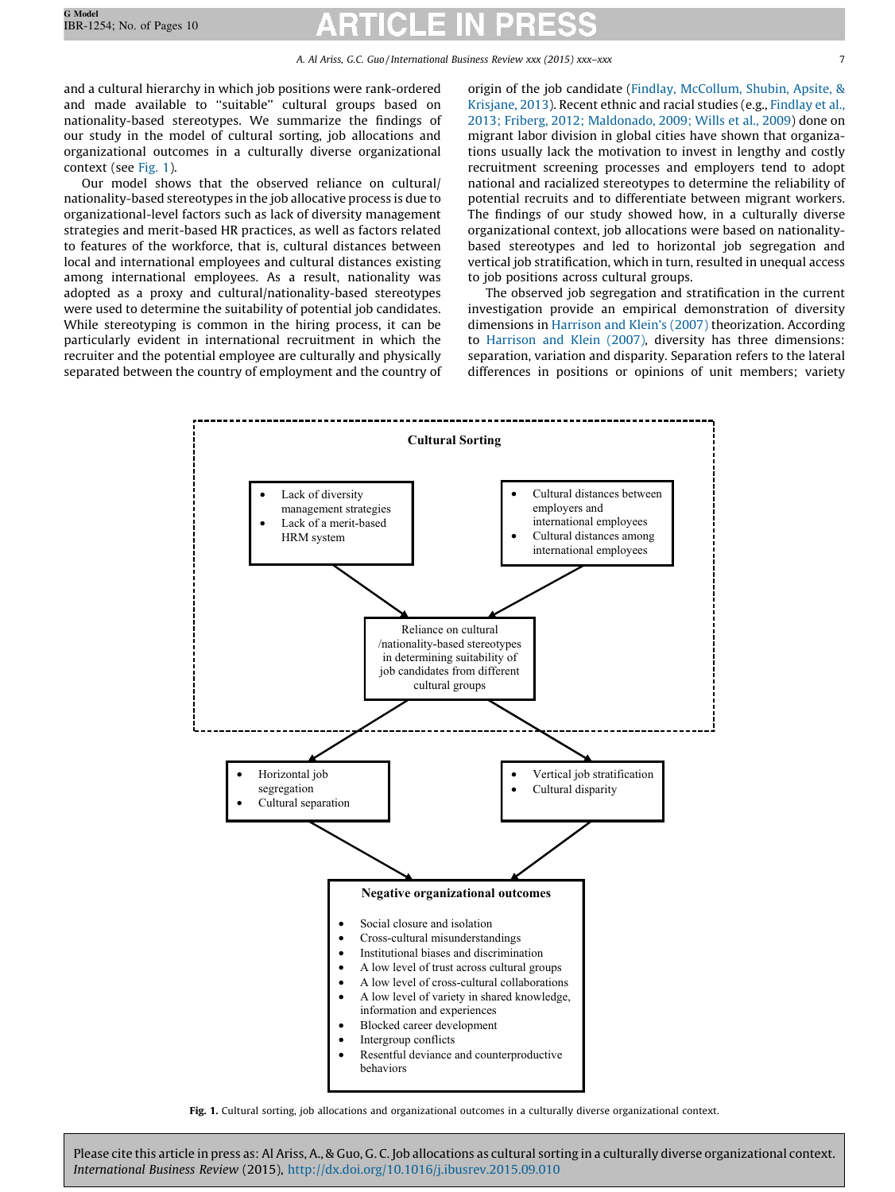and a cultural hierarchy in which job positions were rank-ordered and made available to "suitable" cultural groups based on nationality-based stereotypes. We summarize the findings of our study in the model of cultural sorting, job allocations and organizational outcomes in a culturally diverse organizational context (see Fig. 1).

Our model shows that the observed reliance on cultural/nationality-based stereotypes in the job allocative process is due to organizational-level factors such as lack of diversity management strategies and merit-based HR practices, as well as factors related to features of the workforce, that is, cultural distances between local and international employees and cultural distances existing among international employees. As a result, nationality was adopted as a proxy and cultural/nationality-based stereotypes were used to determine the suitability of potential job candidates. While stereotyping is common in the hiring process, it can be particularly evident in international recruitment in which the recruiter and the potential employee are culturally and physically separated between the country of employment and the country of origin of the job candidate (Findlay, McCollum, Shubin, Apsite, & Krisjane, 2013). Recent ethnic and racial studies (e.g., Findlay et al., 2013; Friberg, 2012; Maldonado, 2009; Wills et al., 2009) done on migrant labor division in global cities have shown that organizations usually lack the motivation to invest in lengthy and costly recruitment screening processes and employers tend to adopt national and racialized stereotypes to determine the reliability of potential recruits and to differentiate between migrant workers. The findings of our study showed how, in a culturally diverse organizational context, job allocations were based on nationality-based stereotypes and led to horizontal job segregation and vertical job stratification, which in turn, resulted in unequal access to job positions across cultural groups.

The observed job segregation and stratification in the current investigation provide an empirical demonstration of diversity dimensions in Harrison and Klein's (2007) theorization. According to Harrison and Klein (2007), diversity has three dimensions: separation, variation and disparity. Separation refers to the lateral differences in positions or opinions of unit members; variety

**Cultural Sorting**

- Lack of diversity management strategies
- Lack of a merit-based HRM system

- Cultural distances between employers and international employees
- Cultural distances among international employees

↓

Reliance on cultural/nationality-based stereotypes in determining suitability of job candidates from different cultural groups

↓

- Horizontal job segregation
- Cultural separation

- Vertical job stratification
- Cultural disparity

↓

**Negative organizational outcomes**

- Social closure and isolation
- Cross-cultural misunderstandings
- Institutional biases and discrimination
- A low level of trust across cultural groups
- A low level of cross-cultural collaborations
- A low level of variety in shared knowledge, information and experiences
- Blocked career development
- Intergroup conflicts
- Resentful deviance and counterproductive behaviors

**Fig. 1.** Cultural sorting, job allocations and organizational outcomes in a culturally diverse organizational context.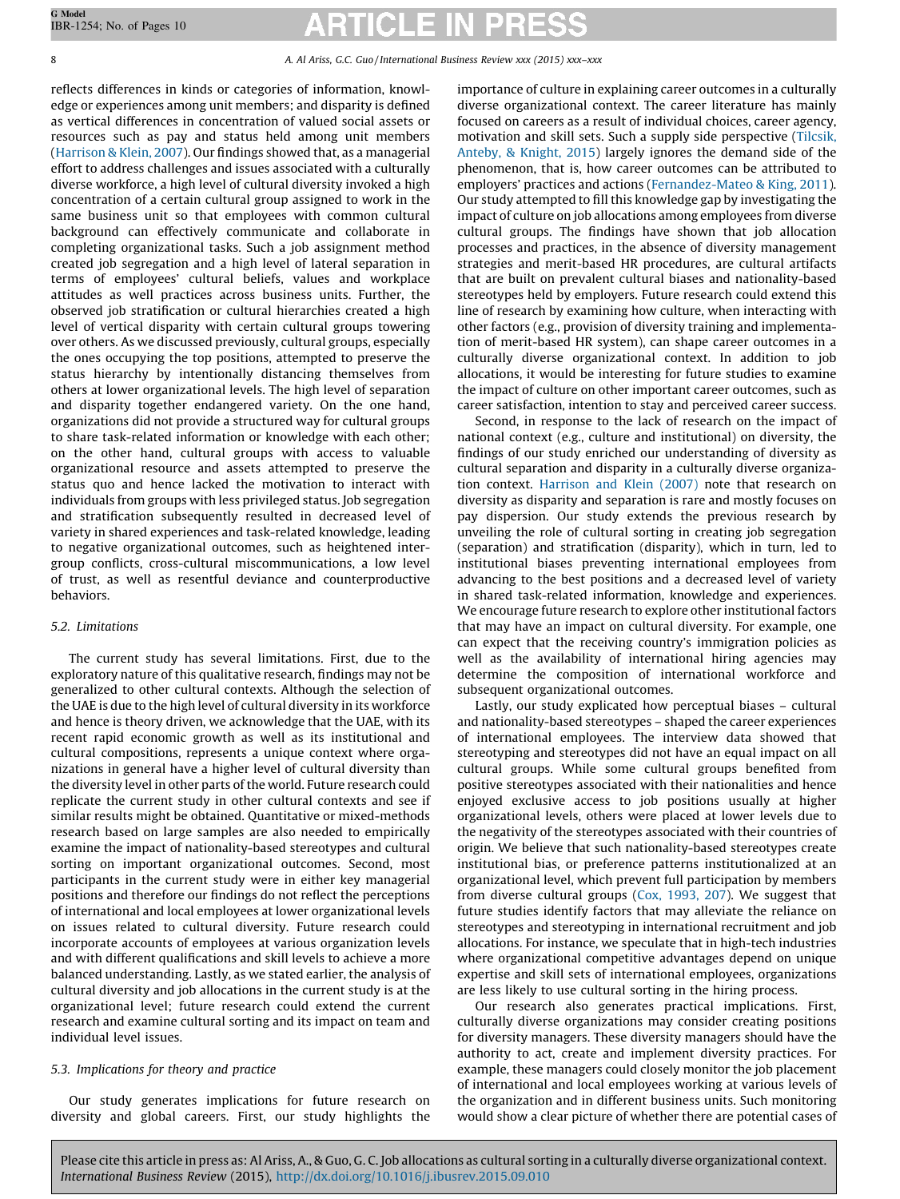reflects differences in kinds or categories of information, knowledge or experiences among unit members; and disparity is defined as vertical differences in concentration of valued social assets or resources such as pay and status held among unit members (Harrison & Klein, 2007). Our findings showed that, as a managerial effort to address challenges and issues associated with a culturally diverse workforce, a high level of cultural diversity invoked a high concentration of a certain cultural group assigned to work in the same business unit so that employees with common cultural background can effectively communicate and collaborate in completing organizational tasks. Such a job assignment method created job segregation and a high level of lateral separation in terms of employees' cultural beliefs, values and workplace attitudes as well practices across business units. Further, the observed job stratification or cultural hierarchies created a high level of vertical disparity with certain cultural groups towering over others. As we discussed previously, cultural groups, especially the ones occupying the top positions, attempted to preserve the status hierarchy by intentionally distancing themselves from others at lower organizational levels. The high level of separation and disparity together endangered variety. On the one hand, organizations did not provide a structured way for cultural groups to share task-related information or knowledge with each other; on the other hand, cultural groups with access to valuable organizational resource and assets attempted to preserve the status quo and hence lacked the motivation to interact with individuals from groups with less privileged status. Job segregation and stratification subsequently resulted in decreased level of variety in shared experiences and task-related knowledge, leading to negative organizational outcomes, such as heightened intergroup conflicts, cross-cultural miscommunications, a low level of trust, as well as resentful deviance and counterproductive behaviors.

### 5.2. Limitations

The current study has several limitations. First, due to the exploratory nature of this qualitative research, findings may not be generalized to other cultural contexts. Although the selection of the UAE is due to the high level of cultural diversity in its workforce and hence is theory driven, we acknowledge that the UAE, with its recent rapid economic growth as well as its institutional and cultural compositions, represents a unique context where organizations in general have a higher level of cultural diversity than the diversity level in other parts of the world. Future research could replicate the current study in other cultural contexts and see if similar results might be obtained. Quantitative or mixed-methods research based on large samples are also needed to empirically examine the impact of nationality-based stereotypes and cultural sorting on important organizational outcomes. Second, most participants in the current study were in either key managerial positions and therefore our findings do not reflect the perceptions of international and local employees at lower organizational levels on issues related to cultural diversity. Future research could incorporate accounts of employees at various organization levels and with different qualifications and skill levels to achieve a more balanced understanding. Lastly, as we stated earlier, the analysis of cultural diversity and job allocations in the current study is at the organizational level; future research could extend the current research and examine cultural sorting and its impact on team and individual level issues.

### 5.3. Implications for theory and practice

Our study generates implications for future research on diversity and global careers. First, our study highlights the importance of culture in explaining career outcomes in a culturally diverse organizational context. The career literature has mainly focused on careers as a result of individual choices, career agency, motivation and skill sets. Such a supply side perspective (Tilcsik, Anteby, & Knight, 2015) largely ignores the demand side of the phenomenon, that is, how career outcomes can be attributed to employers' practices and actions (Fernandez-Mateo & King, 2011). Our study attempted to fill this knowledge gap by investigating the impact of culture on job allocations among employees from diverse cultural groups. The findings have shown that job allocation processes and practices, in the absence of diversity management strategies and merit-based HR procedures, are cultural artifacts that are built on prevalent cultural biases and nationality-based stereotypes held by employers. Future research could extend this line of research by examining how culture, when interacting with other factors (e.g., provision of diversity training and implementation of merit-based HR system), can shape career outcomes in a culturally diverse organizational context. In addition to job allocations, it would be interesting for future studies to examine the impact of culture on other important career outcomes, such as career satisfaction, intention to stay and perceived career success.

Second, in response to the lack of research on the impact of national context (e.g., culture and institutional) on diversity, the findings of our study enriched our understanding of diversity as cultural separation and disparity in a culturally diverse organization context. Harrison and Klein (2007) note that research on diversity as disparity and separation is rare and mostly focuses on pay dispersion. Our study extends the previous research by unveiling the role of cultural sorting in creating job segregation (separation) and stratification (disparity), which in turn, led to institutional biases preventing international employees from advancing to the best positions and a decreased level of variety in shared task-related information, knowledge and experiences. We encourage future research to explore other institutional factors that may have an impact on cultural diversity. For example, one can expect that the receiving country's immigration policies as well as the availability of international hiring agencies may determine the composition of international workforce and subsequent organizational outcomes.

Lastly, our study explicated how perceptual biases – cultural and nationality-based stereotypes – shaped the career experiences of international employees. The interview data showed that stereotyping and stereotypes did not have an equal impact on all cultural groups. While some cultural groups benefited from positive stereotypes associated with their nationalities and hence enjoyed exclusive access to job positions usually at higher organizational levels, others were placed at lower levels due to the negativity of the stereotypes associated with their countries of origin. We believe that such nationality-based stereotypes create institutional bias, or preference patterns institutionalized at an organizational level, which prevent full participation by members from diverse cultural groups (Cox, 1993, 207). We suggest that future studies identify factors that may alleviate the reliance on stereotypes and stereotyping in international recruitment and job allocations. For instance, we speculate that in high-tech industries where organizational competitive advantages depend on unique expertise and skill sets of international employees, organizations are less likely to use cultural sorting in the hiring process.

Our research also generates practical implications. First, culturally diverse organizations may consider creating positions for diversity managers. These diversity managers should have the authority to act, create and implement diversity practices. For example, these managers could closely monitor the job placement of international and local employees working at various levels of the organization and in different business units. Such monitoring would show a clear picture of whether there are potential cases of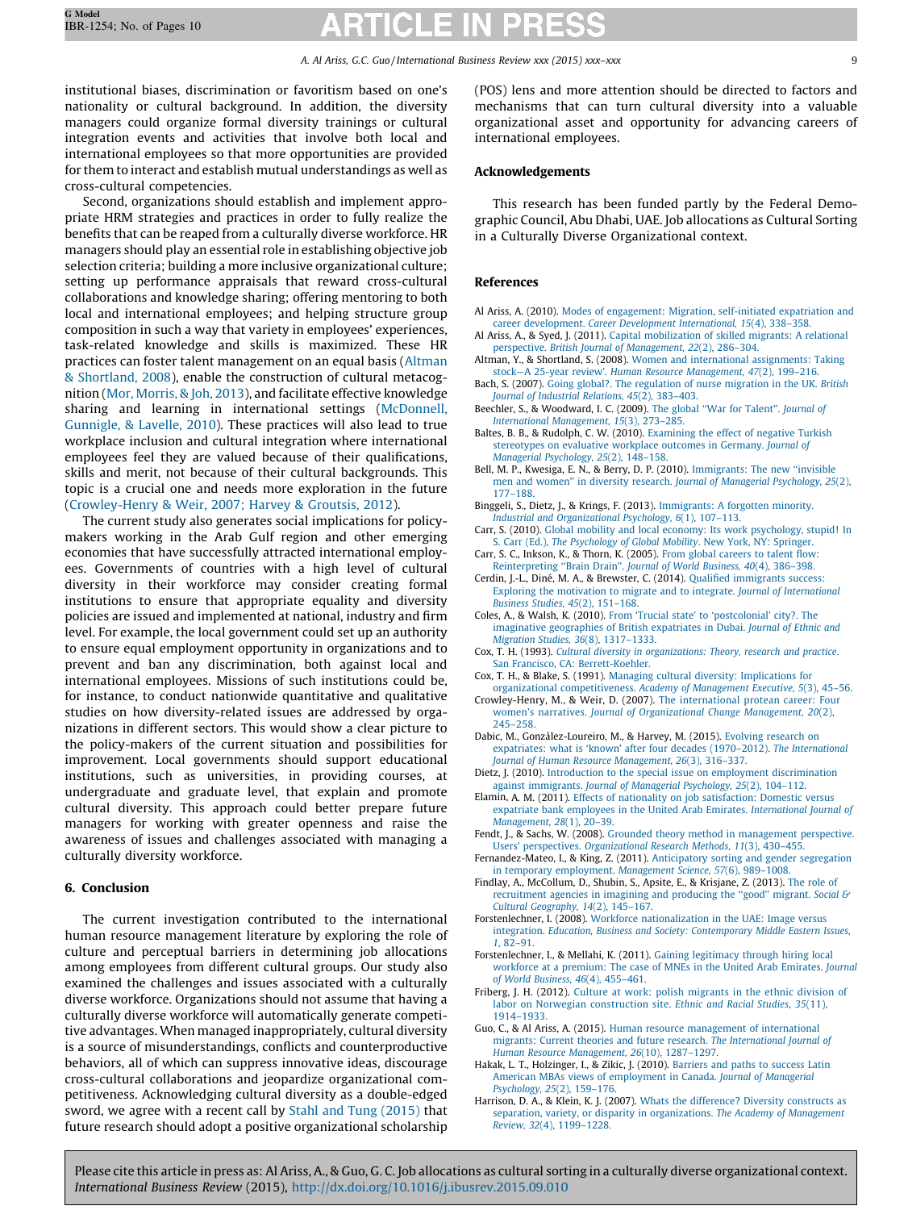institutional biases, discrimination or favoritism based on one's nationality or cultural background. In addition, the diversity managers could organize formal diversity trainings or cultural integration events and activities that involve both local and international employees so that more opportunities are provided for them to interact and establish mutual understandings as well as cross-cultural competencies.

Second, organizations should establish and implement appropriate HRM strategies and practices in order to fully realize the benefits that can be reaped from a culturally diverse workforce. HR managers should play an essential role in establishing objective job selection criteria; building a more inclusive organizational culture; setting up performance appraisals that reward cross-cultural collaborations and knowledge sharing; offering mentoring to both local and international employees; and helping structure group composition in such a way that variety in employees' experiences, task-related knowledge and skills is maximized. These HR practices can foster talent management on an equal basis (Altman & Shortland, 2008), enable the construction of cultural metacognition (Mor, Morris, & Joh, 2013), and facilitate effective knowledge sharing and learning in international settings (McDonnell, Gunnigle, & Lavelle, 2010). These practices will also lead to true workplace inclusion and cultural integration where international employees feel they are valued because of their qualifications, skills and merit, not because of their cultural backgrounds. This topic is a crucial one and needs more exploration in the future (Crowley-Henry & Weir, 2007; Harvey & Groutsis, 2012).

The current study also generates social implications for policy-makers working in the Arab Gulf region and other emerging economies that have successfully attracted international employees. Governments of countries with a high level of cultural diversity in their workforce may consider creating formal institutions to ensure that appropriate equality and diversity policies are issued and implemented at national, industry and firm level. For example, the local government could set up an authority to ensure equal employment opportunity in organizations and to prevent and ban any discrimination, both against local and international employees. Missions of such institutions could be, for instance, to conduct nationwide quantitative and qualitative studies on how diversity-related issues are addressed by organizations in different sectors. This would show a clear picture to the policy-makers of the current situation and possibilities for improvement. Local governments should support educational institutions, such as universities, in providing courses, at undergraduate and graduate level, that explain and promote cultural diversity. This approach could better prepare future managers for working with greater openness and raise the awareness of issues and challenges associated with managing a culturally diversity workforce.

## 6. Conclusion

The current investigation contributed to the international human resource management literature by exploring the role of culture and perceptual barriers in determining job allocations among employees from different cultural groups. Our study also examined the challenges and issues associated with a culturally diverse workforce. Organizations should not assume that having a culturally diverse workforce will automatically generate competitive advantages. When managed inappropriately, cultural diversity is a source of misunderstandings, conflicts and counterproductive behaviors, all of which can suppress innovative ideas, discourage cross-cultural collaborations and jeopardize organizational competitiveness. Acknowledging cultural diversity as a double-edged sword, we agree with a recent call by Stahl and Tung (2015) that future research should adopt a positive organizational scholarship (POS) lens and more attention should be directed to factors and mechanisms that can turn cultural diversity into a valuable organizational asset and opportunity for advancing careers of international employees.

## Acknowledgements

This research has been funded partly by the Federal Demographic Council, Abu Dhabi, UAE. Job allocations as Cultural Sorting in a Culturally Diverse Organizational context.

## References

Al Ariss, A. (2010). Modes of engagement: Migration, self-initiated expatriation and career development. *Career Development International, 15*(4), 338–358.

Al Ariss, A., & Syed, J. (2011). Capital mobilization of skilled migrants: A relational perspective. *British Journal of Management, 22*(2), 286–304.

Altman, Y., & Shortland, S. (2008). Women and international assignments: Taking stock—A 25-year review". *Human Resource Management, 47*(2), 199–216.

Bach, S. (2007). Going global?. The regulation of nurse migration in the UK. *British Journal of Industrial Relations, 45*(2), 383–403.

Beechler, S., & Woodward, I. C. (2009). The global "War for Talent". *Journal of International Management, 15*(3), 273–285.

Baltes, B. B., & Rudolph, C. W. (2010). Examining the effect of negative Turkish stereotypes on evaluative workplace outcomes in Germany. *Journal of Managerial Psychology, 25*(2), 148–158.

Bell, M. P., Kwesiga, E. N., & Berry, D. P. (2010). Immigrants: The new "invisible men and women" in diversity research. *Journal of Managerial Psychology, 25*(2), 177–188.

Binggeli, S., Dietz, J., & Krings, F. (2013). Immigrants: A forgotten minority. *Industrial and Organizational Psychology, 6*(1), 107–113.

Carr, S. (2010). Global mobility and local economy: Its work psychology, stupid! In S. Carr (Ed.), *The Psychology of Global Mobility*. New York, NY: Springer.

Carr, S. C., Inkson, K., & Thorn, K. (2005). From global careers to talent flow: Reinterpreting "Brain Drain". *Journal of World Business, 40*(4), 386–398.

Cerdin, J.-L., Diné, M. A., & Brewster, C. (2014). Qualified immigrants success: Exploring the motivation to migrate and to integrate. *Journal of International Business Studies, 45*(2), 151–168.

Coles, A., & Walsh, K. (2010). From 'Trucial state' to 'postcolonial' city?. The imaginative geographies of British expatriates in Dubai. *Journal of Ethnic and Migration Studies, 36*(8), 1317–1333.

Cox, T. H. (1993). *Cultural diversity in organizations: Theory, research and practice*. San Francisco, CA: Berrett-Koehler.

Cox, T. H., & Blake, S. (1991). Managing cultural diversity: Implications for organizational competitiveness. *Academy of Management Executive, 5*(3), 45–56.

Crowley-Henry, M., & Weir, D. (2007). The international protean career: Four women's narratives. *Journal of Organizational Change Management, 20*(2), 245–258.

Dabic, M., Gonzàlez-Loureiro, M., & Harvey, M. (2015). Evolving research on expatriates: what is 'known' after four decades (1970–2012). *The International Journal of Human Resource Management, 26*(3), 316–337.

Dietz, J. (2010). Introduction to the special issue on employment discrimination against immigrants. *Journal of Managerial Psychology, 25*(2), 104–112.

Elamin, A. M. (2011). Effects of nationality on job satisfaction: Domestic versus expatriate bank employees in the United Arab Emirates. *International Journal of Management, 28*(1), 20–39.

Fendt, J., & Sachs, W. (2008). Grounded theory method in management perspective. Users' perspectives. *Organizational Research Methods, 11*(3), 430–455.

Fernandez-Mateo, I., & King, Z. (2011). Anticipatory sorting and gender segregation in temporary employment. *Management Science, 57*(6), 989–1008.

Findlay, A., McCollum, D., Shubin, S., Apsite, E., & Krisjane, Z. (2013). The role of recruitment agencies in imagining and producing the "good" migrant. *Social & Cultural Geography, 14*(2), 145–167.

Forstenlechner, I. (2008). Workforce nationalization in the UAE: Image versus integration. *Education, Business and Society: Contemporary Middle Eastern Issues, 1*, 82–91.

Forstenlechner, I., & Mellahi, K. (2011). Gaining legitimacy through hiring local workforce at a premium: The case of MNEs in the United Arab Emirates. *Journal of World Business, 46*(4), 455–461.

Friberg, J. H. (2012). Culture at work: polish migrants in the ethnic division of labor on Norwegian construction site. *Ethnic and Racial Studies, 35*(11), 1914–1933.

Guo, C., & Al Ariss, A. (2015). Human resource management of international migrants: Current theories and future research. *The International Journal of Human Resource Management, 26*(10), 1287–1297.

Hakak, L. T., Holzinger, I., & Zikic, J. (2010). Barriers and paths to success Latin American MBAs views of employment in Canada. *Journal of Managerial Psychology, 25*(2), 159–176.

Harrison, D. A., & Klein, K. J. (2007). Whats the difference? Diversity constructs as separation, variety, or disparity in organizations. *The Academy of Management Review, 32*(4), 1199–1228.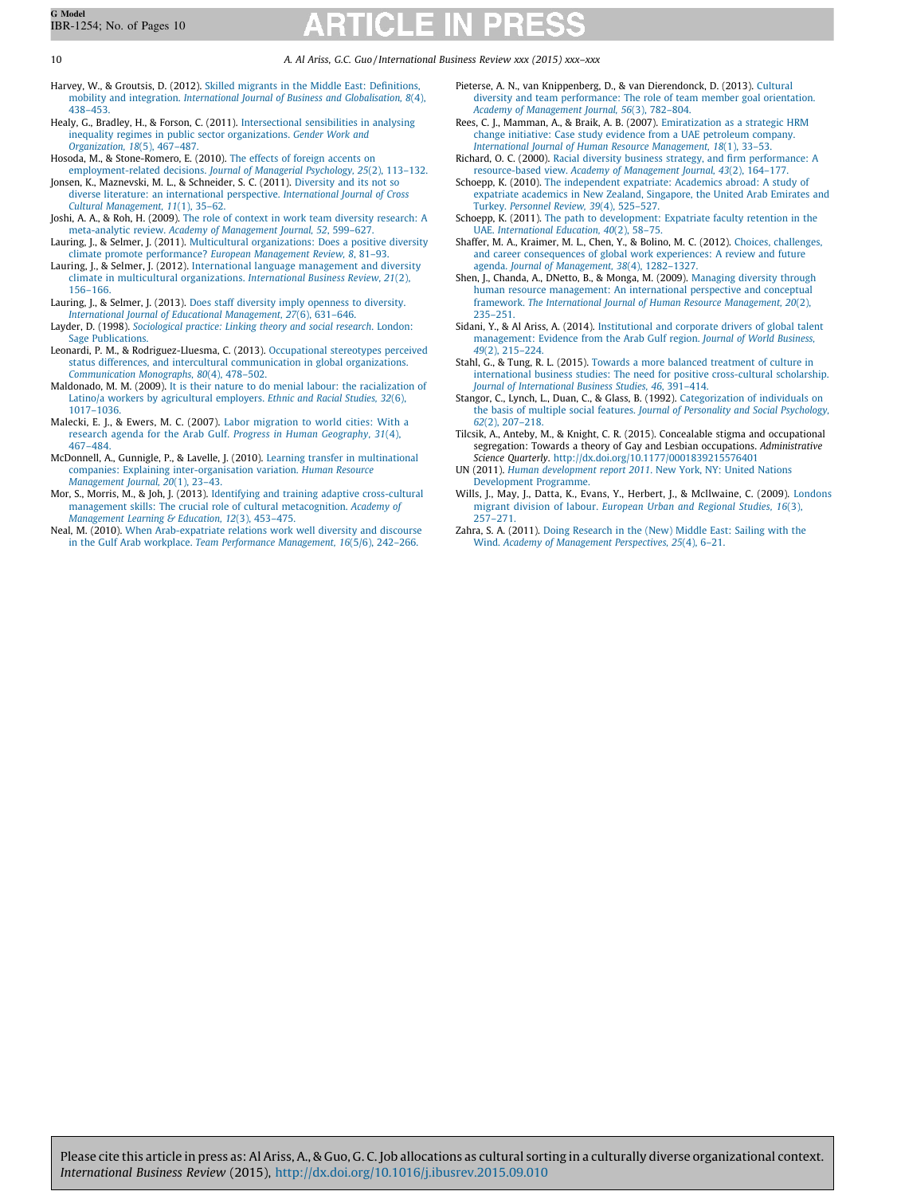Harvey, W., & Groutsis, D. (2012). Skilled migrants in the Middle East: Definitions, mobility and integration. *International Journal of Business and Globalisation, 8*(4), 438–453.

Healy, G., Bradley, H., & Forson, C. (2011). Intersectional sensibilities in analysing inequality regimes in public sector organizations. *Gender Work and Organization, 18*(5), 467–487.

Hosoda, M., & Stone-Romero, E. (2010). The effects of foreign accents on employment-related decisions. *Journal of Managerial Psychology, 25*(2), 113–132.

Jonsen, K., Maznevski, M. L., & Schneider, S. C. (2011). Diversity and its not so diverse literature: an international perspective. *International Journal of Cross Cultural Management, 11*(1), 35–62.

Joshi, A. A., & Roh, H. (2009). The role of context in work team diversity research: A meta-analytic review. *Academy of Management Journal, 52*, 599–627.

Lauring, J., & Selmer, J. (2011). Multicultural organizations: Does a positive diversity climate promote performance? *European Management Review, 8*, 81–93.

Lauring, J., & Selmer, J. (2012). International language management and diversity climate in multicultural organizations. *International Business Review, 21*(2), 156–166.

Lauring, J., & Selmer, J. (2013). Does staff diversity imply openness to diversity. *International Journal of Educational Management, 27*(6), 631–646.

Layder, D. (1998). *Sociological practice: Linking theory and social research*. London: Sage Publications.

Leonardi, P. M., & Rodriguez-Lluesma, C. (2013). Occupational stereotypes perceived status differences, and intercultural communication in global organizations. *Communication Monographs, 80*(4), 478–502.

Maldonado, M. M. (2009). It is their nature to do menial labour: the racialization of Latino/a workers by agricultural employers. *Ethnic and Racial Studies, 32*(6), 1017–1036.

Malecki, E. J., & Ewers, M. C. (2007). Labor migration to world cities: With a research agenda for the Arab Gulf. *Progress in Human Geography, 31*(4), 467–484.

McDonnell, A., Gunnigle, P., & Lavelle, J. (2010). Learning transfer in multinational companies: Explaining inter-organisation variation. *Human Resource Management Journal, 20*(1), 23–43.

Mor, S., Morris, M., & Joh, J. (2013). Identifying and training adaptive cross-cultural management skills: The crucial role of cultural metacognition. *Academy of Management Learning & Education, 12*(3), 453–475.

Neal, M. (2010). When Arab-expatriate relations work well diversity and discourse in the Gulf Arab workplace. *Team Performance Management, 16*(5/6), 242–266.

Pieterse, A. N., van Knippenberg, D., & van Dierendonck, D. (2013). Cultural diversity and team performance: The role of team member goal orientation. *Academy of Management Journal, 56*(3), 782–804.

Rees, C. J., Mamman, A., & Braik, A. B. (2007). Emiratization as a strategic HRM change initiative: Case study evidence from a UAE petroleum company. *International Journal of Human Resource Management, 18*(1), 33–53.

Richard, O. C. (2000). Racial diversity business strategy, and firm performance: A resource-based view. *Academy of Management Journal, 43*(2), 164–177.

Schoepp, K. (2010). The independent expatriate: Academics abroad: A study of expatriate academics in New Zealand, Singapore, the United Arab Emirates and Turkey. *Personnel Review, 39*(4), 525–527.

Schoepp, K. (2011). The path to development: Expatriate faculty retention in the UAE. *International Education, 40*(2), 58–75.

Shaffer, M. A., Kraimer, M. L., Chen, Y., & Bolino, M. C. (2012). Choices, challenges, and career consequences of global work experiences: A review and future agenda. *Journal of Management, 38*(4), 1282–1327.

Shen, J., Chanda, A., DNetto, B., & Monga, M. (2009). Managing diversity through human resource management: An international perspective and conceptual framework. *The International Journal of Human Resource Management, 20*(2), 235–251.

Sidani, Y., & Al Ariss, A. (2014). Institutional and corporate drivers of global talent management: Evidence from the Arab Gulf region. *Journal of World Business, 49*(2), 215–224.

Stahl, G., & Tung, R. L. (2015). Towards a more balanced treatment of culture in international business studies: The need for positive cross-cultural scholarship. *Journal of International Business Studies, 46*, 391–414.

Stangor, C., Lynch, L., Duan, C., & Glass, B. (1992). Categorization of individuals on the basis of multiple social features. *Journal of Personality and Social Psychology, 62*(2), 207–218.

Tilcsik, A., Anteby, M., & Knight, C. R. (2015). Concealable stigma and occupational segregation: Towards a theory of Gay and Lesbian occupations. *Administrative Science Quarterly*. http://dx.doi.org/10.1177/0001839215576401

UN (2011). *Human development report 2011*. New York, NY: United Nations Development Programme.

Wills, J., May, J., Datta, K., Evans, Y., Herbert, J., & McIlwaine, C. (2009). Londons migrant division of labour. *European Urban and Regional Studies, 16*(3), 257–271.

Zahra, S. A. (2011). Doing Research in the (New) Middle East: Sailing with the Wind. *Academy of Management Perspectives, 25*(4), 6–21.